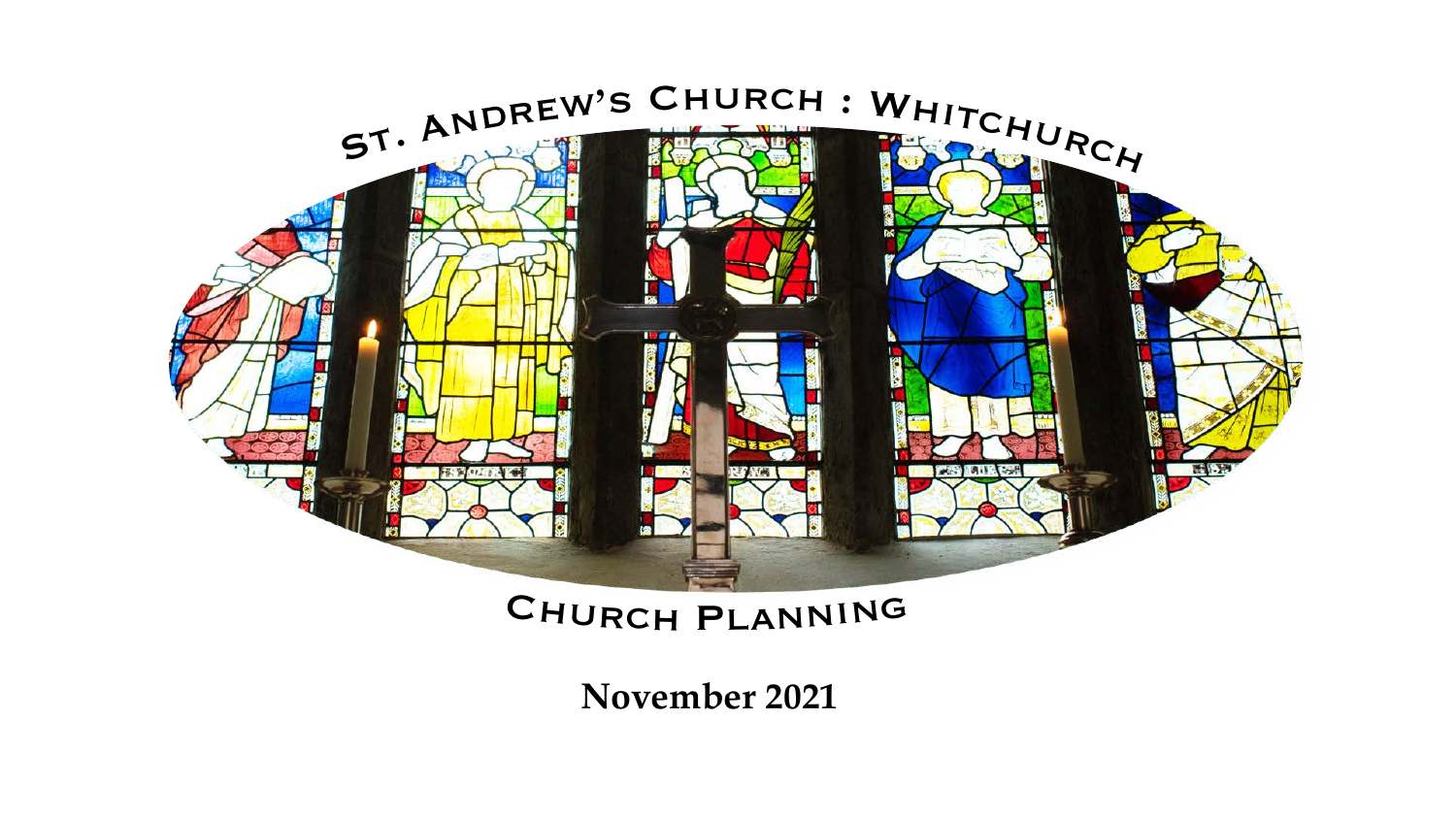# St. Andrew's Church : Whitchurch

## Church Planning

**November 2021**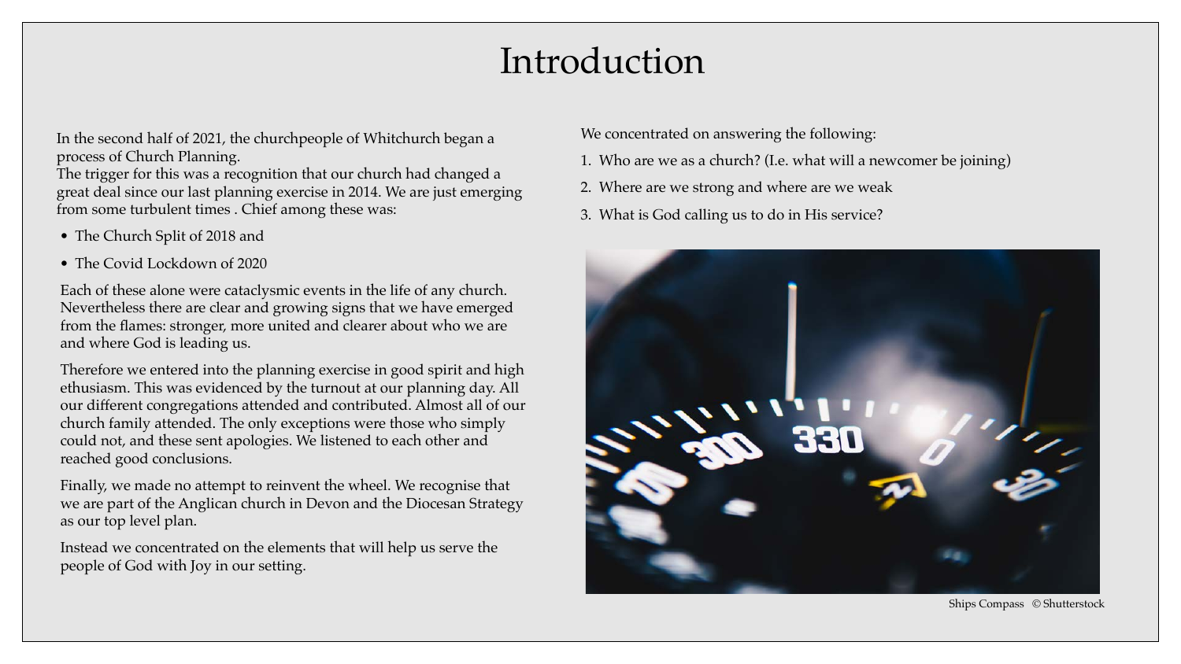# Introduction

In the second half of 2021, the churchpeople of Whitchurch began a process of Church Planning.
The trigger for this was a recognition that our church had changed a great deal since our last planning exercise in 2014. We are just emerging from some turbulent times . Chief among these was:

- The Church Split of 2018 and
- The Covid Lockdown of 2020

Each of these alone were cataclysmic events in the life of any church. Nevertheless there are clear and growing signs that we have emerged from the flames: stronger, more united and clearer about who we are and where God is leading us.

Therefore we entered into the planning exercise in good spirit and high ethusiasm. This was evidenced by the turnout at our planning day. All our different congregations attended and contributed. Almost all of our church family attended. The only exceptions were those who simply could not, and these sent apologies. We listened to each other and reached good conclusions.

Finally, we made no attempt to reinvent the wheel. We recognise that we are part of the Anglican church in Devon and the Diocesan Strategy as our top level plan.

Instead we concentrated on the elements that will help us serve the people of God with Joy in our setting.

We concentrated on answering the following:

1. Who are we as a church? (I.e. what will a newcomer be joining)
2. Where are we strong and where are we weak
3. What is God calling us to do in His service?

Ships Compass © Shutterstock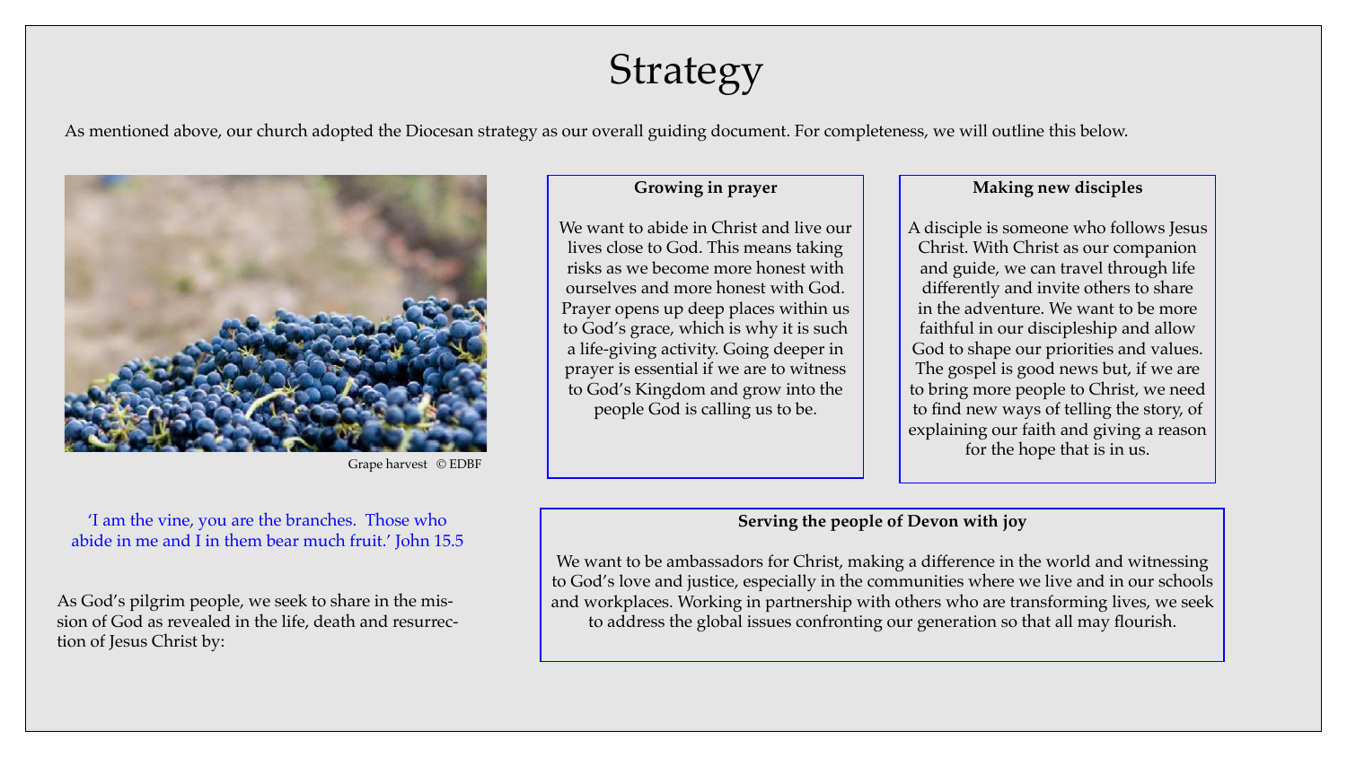# Strategy

As mentioned above, our church adopted the Diocesan strategy as our overall guiding document. For completeness, we will outline this below.

Grape harvest © EDBF

'I am the vine, you are the branches. Those who abide in me and I in them bear much fruit.' John 15.5

As God's pilgrim people, we seek to share in the mission of God as revealed in the life, death and resurrection of Jesus Christ by:

**Growing in prayer**

We want to abide in Christ and live our lives close to God. This means taking risks as we become more honest with ourselves and more honest with God. Prayer opens up deep places within us to God's grace, which is why it is such a life-giving activity. Going deeper in prayer is essential if we are to witness to God's Kingdom and grow into the people God is calling us to be.

**Making new disciples**

A disciple is someone who follows Jesus Christ. With Christ as our companion and guide, we can travel through life differently and invite others to share in the adventure. We want to be more faithful in our discipleship and allow God to shape our priorities and values. The gospel is good news but, if we are to bring more people to Christ, we need to find new ways of telling the story, of explaining our faith and giving a reason for the hope that is in us.

**Serving the people of Devon with joy**

We want to be ambassadors for Christ, making a difference in the world and witnessing to God's love and justice, especially in the communities where we live and in our schools and workplaces. Working in partnership with others who are transforming lives, we seek to address the global issues confronting our generation so that all may flourish.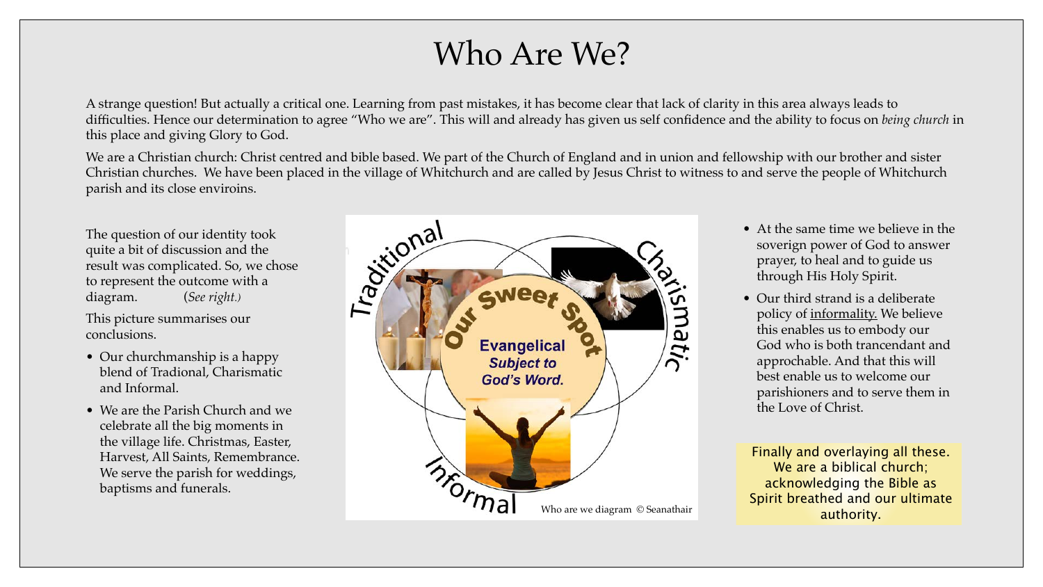# Who Are We?

A strange question! But actually a critical one. Learning from past mistakes, it has become clear that lack of clarity in this area always leads to difficulties. Hence our determination to agree "Who we are". This will and already has given us self confidence and the ability to focus on *being church* in this place and giving Glory to God.

We are a Christian church: Christ centred and bible based. We part of the Church of England and in union and fellowship with our brother and sister Christian churches. We have been placed in the village of Whitchurch and are called by Jesus Christ to witness to and serve the people of Whitchurch parish and its close environs.

The question of our identity took quite a bit of discussion and the result was complicated. So, we chose to represent the outcome with a diagram. (*See right.)*

This picture summarises our conclusions.

- Our churchmanship is a happy blend of Tradional, Charismatic and Informal.
- We are the Parish Church and we celebrate all the big moments in the village life. Christmas, Easter, Harvest, All Saints, Remembrance. We serve the parish for weddings, baptisms and funerals.

Traditional

Charismatic

Informal

Our Sweet Spot

**Evangelical**
***Subject to God's Word.***

Who are we diagram © Seanathair

- At the same time we believe in the soverign power of God to answer prayer, to heal and to guide us through His Holy Spirit.
- Our third strand is a deliberate policy of <u>informality.</u> We believe this enables us to embody our God who is both trancendant and approchable. And that this will best enable us to welcome our parishioners and to serve them in the Love of Christ.

Finally and overlaying all these. We are a biblical church; acknowledging the Bible as Spirit breathed and our ultimate authority.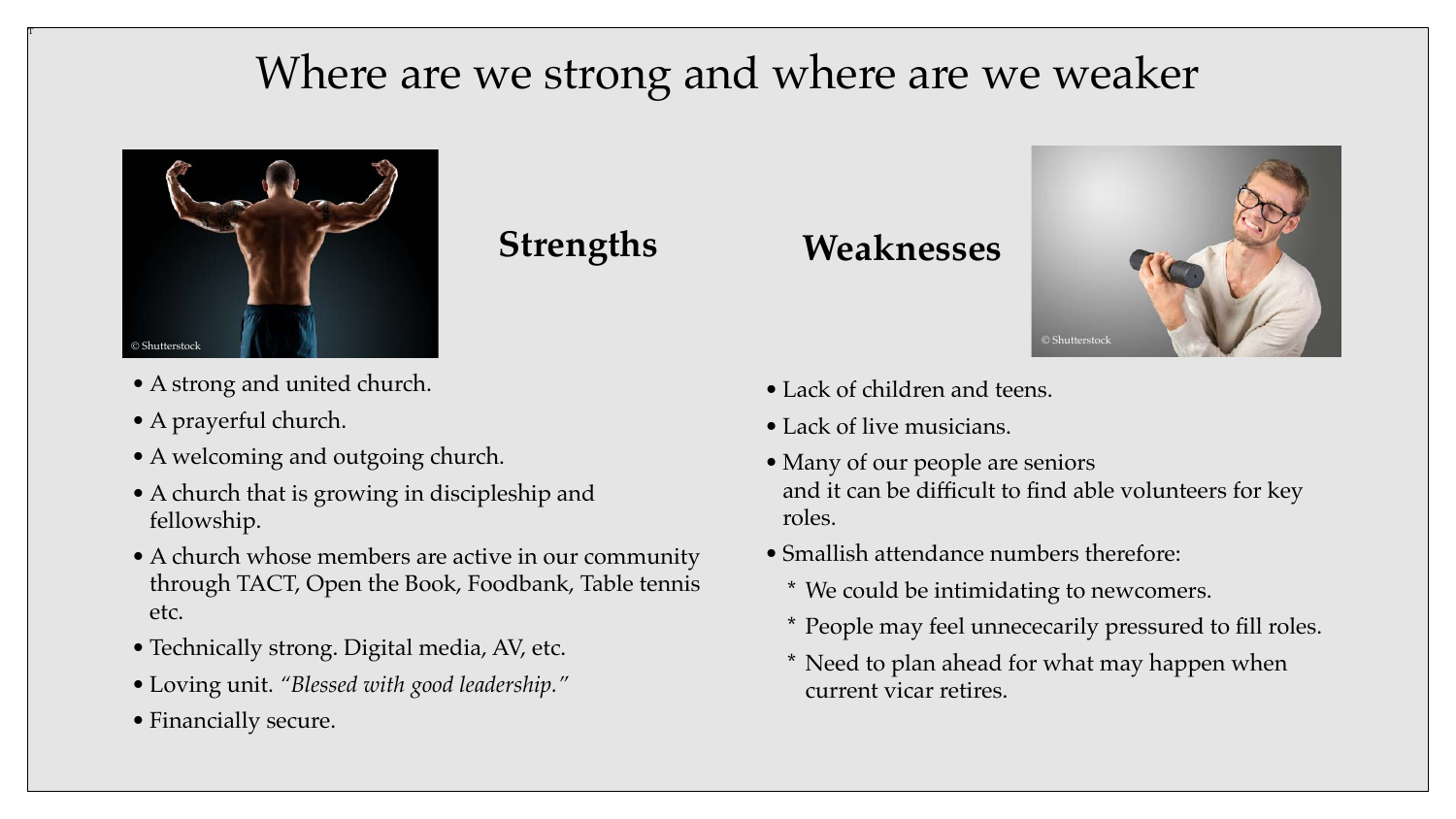# Where are we strong and where are we weaker

## Strengths

- A strong and united church.
- A prayerful church.
- A welcoming and outgoing church.
- A church that is growing in discipleship and fellowship.
- A church whose members are active in our community through TACT, Open the Book, Foodbank, Table tennis etc.
- Technically strong. Digital media, AV, etc.
- Loving unit. *"Blessed with good leadership."*
- Financially secure.

## Weaknesses

- Lack of children and teens.
- Lack of live musicians.
- Many of our people are seniors and it can be difficult to find able volunteers for key roles.
- Smallish attendance numbers therefore:
  - * We could be intimidating to newcomers.
  - * People may feel unnececarily pressured to fill roles.
  - * Need to plan ahead for what may happen when current vicar retires.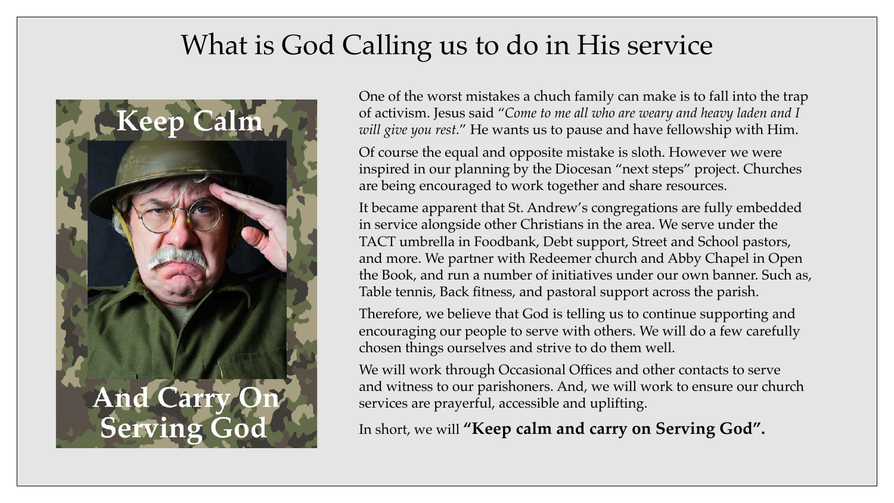# What is God Calling us to do in His service

Keep Calm

And Carry On Serving God

One of the worst mistakes a chuch family can make is to fall into the trap of activism. Jesus said "*Come to me all who are weary and heavy laden and I will give you rest*." He wants us to pause and have fellowship with Him.

Of course the equal and opposite mistake is sloth. However we were inspired in our planning by the Diocesan "next steps" project. Churches are being encouraged to work together and share resources.

It became apparent that St. Andrew's congregations are fully embedded in service alongside other Christians in the area. We serve under the TACT umbrella in Foodbank, Debt support, Street and School pastors, and more. We partner with Redeemer church and Abby Chapel in Open the Book, and run a number of initiatives under our own banner. Such as, Table tennis, Back fitness, and pastoral support across the parish.

Therefore, we believe that God is telling us to continue supporting and encouraging our people to serve with others. We will do a few carefully chosen things ourselves and strive to do them well.

We will work through Occasional Offices and other contacts to serve and witness to our parishoners. And, we will work to ensure our church services are prayerful, accessible and uplifting.

In short, we will **"Keep calm and carry on Serving God".**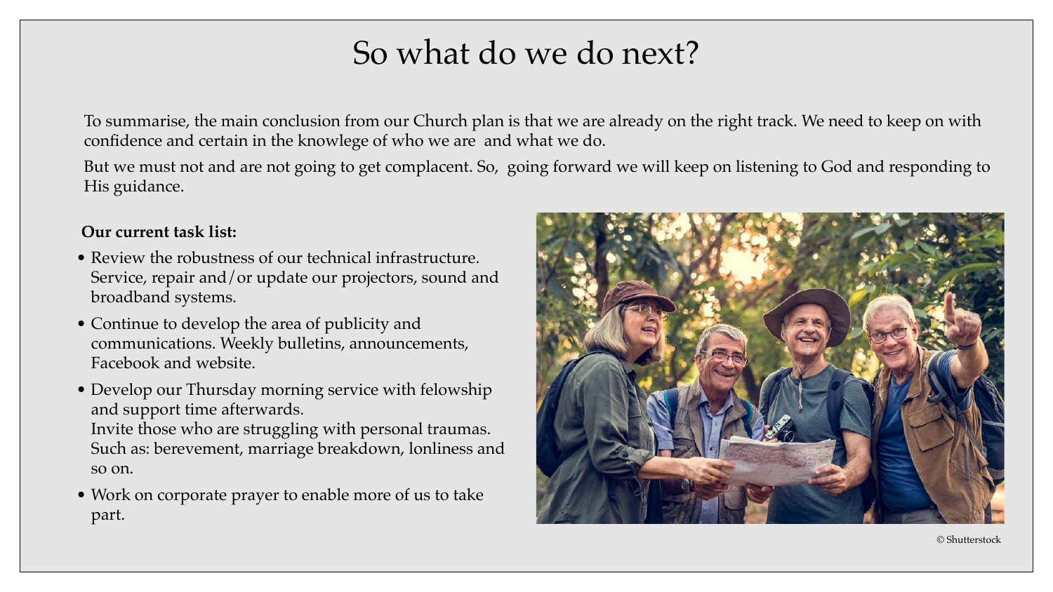# So what do we do next?

To summarise, the main conclusion from our Church plan is that we are already on the right track. We need to keep on with confidence and certain in the knowlege of who we are  and what we do.

But we must not and are not going to get complacent. So,  going forward we will keep on listening to God and responding to His guidance.

**Our current task list:**

- Review the robustness of our technical infrastructure. Service, repair and/or update our projectors, sound and broadband systems.
- Continue to develop the area of publicity and communications. Weekly bulletins, announcements, Facebook and website.
- Develop our Thursday morning service with felowship and support time afterwards.
  Invite those who are struggling with personal traumas. Such as: berevement, marriage breakdown, lonliness and so on.
- Work on corporate prayer to enable more of us to take part.

© Shutterstock